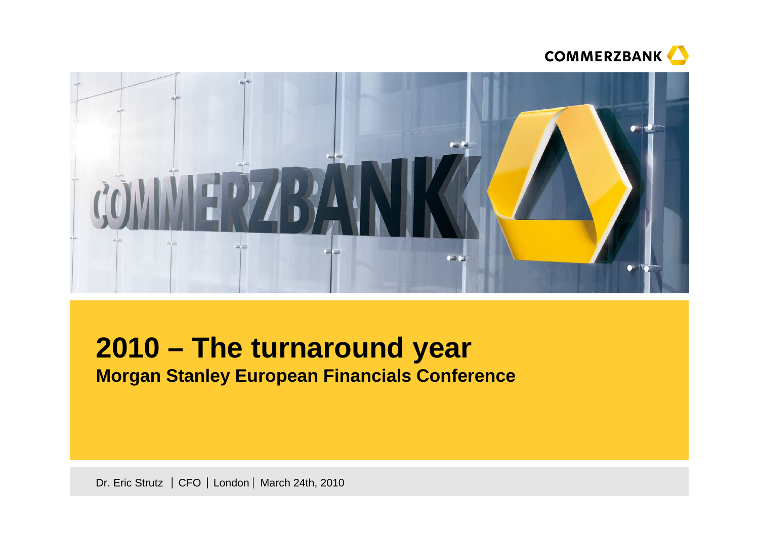COMMERZBANK

# 2010 – The turnaround year

**Morgan Stanley European Financials Conference**

Dr. Eric Strutz | CFO | London | March 24th, 2010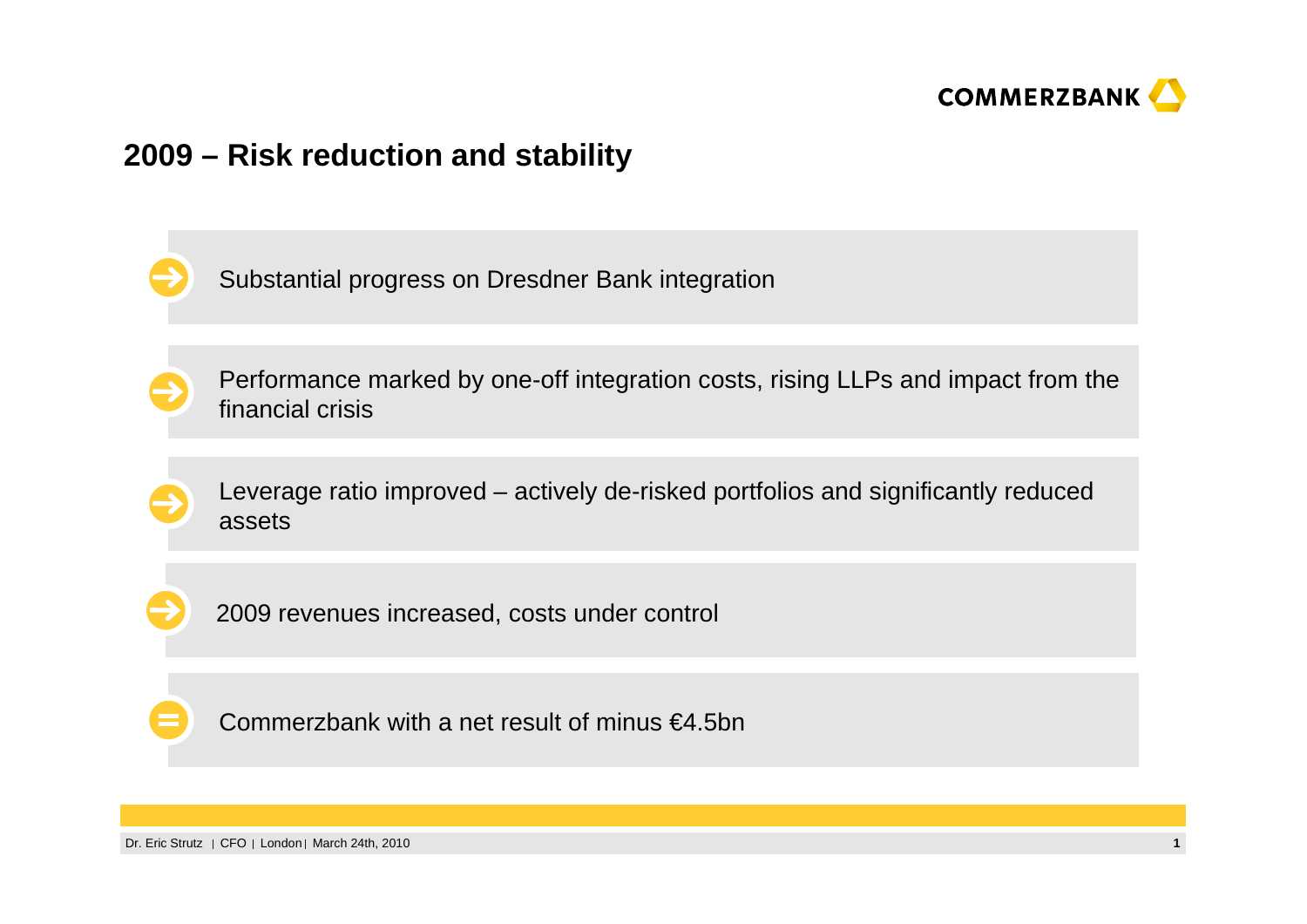## 2009 – Risk reduction and stability

- Substantial progress on Dresdner Bank integration
- Performance marked by one-off integration costs, rising LLPs and impact from the financial crisis
- Leverage ratio improved – actively de-risked portfolios and significantly reduced assets
- 2009 revenues increased, costs under control

= Commerzbank with a net result of minus €4.5bn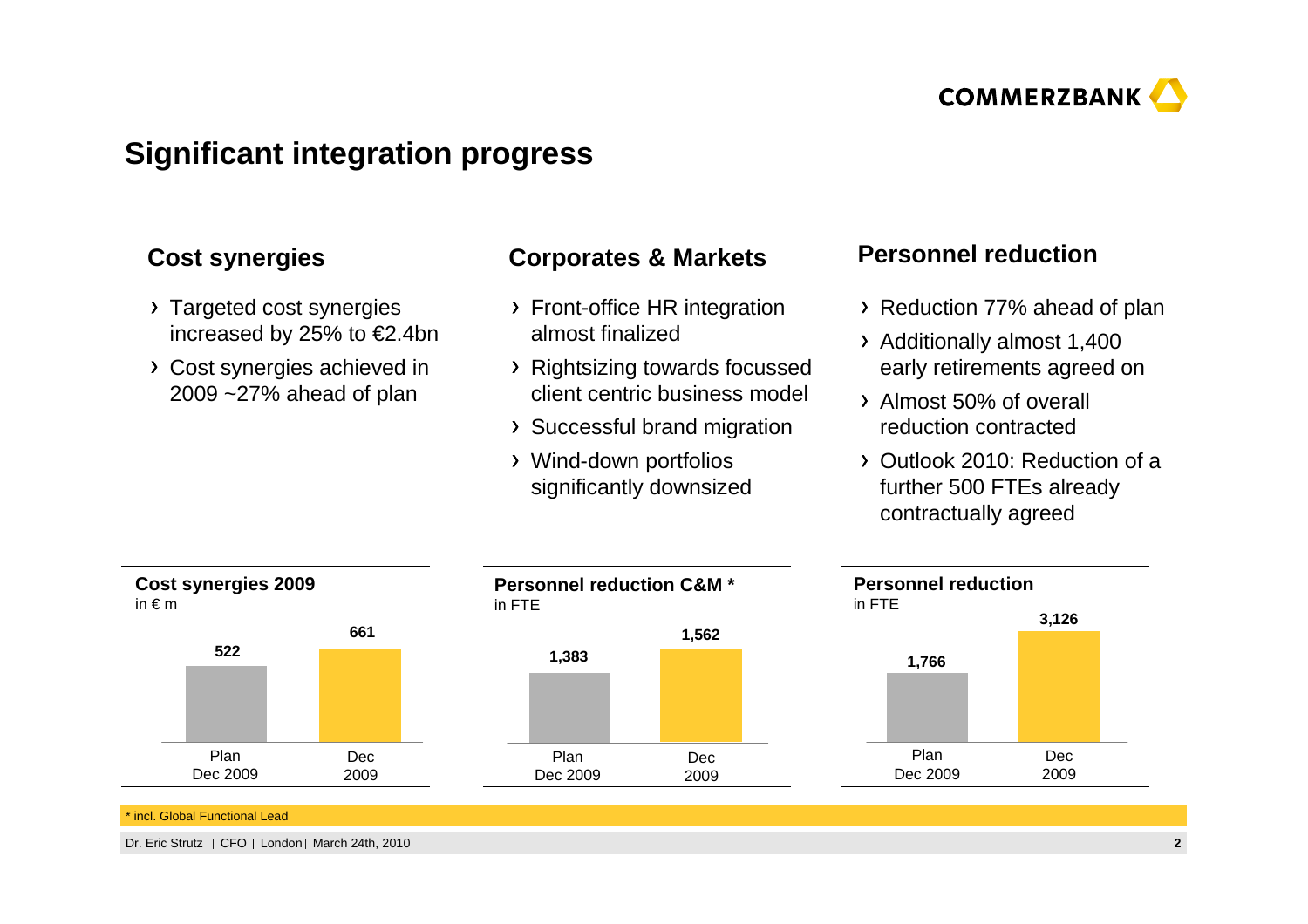# Significant integration progress

## Cost synergies

- Targeted cost synergies increased by 25% to €2.4bn
- Cost synergies achieved in 2009 ~27% ahead of plan

## Corporates & Markets

- Front-office HR integration almost finalized
- Rightsizing towards focussed client centric business model
- Successful brand migration
- Wind-down portfolios significantly downsized

## Personnel reduction

- Reduction 77% ahead of plan
- Additionally almost 1,400 early retirements agreed on
- Almost 50% of overall reduction contracted
- Outlook 2010: Reduction of a further 500 FTEs already contractually agreed

**Cost synergies 2009**
in € m

| Plan Dec 2009 | Dec 2009 |
|---|---|
| 522 | 661 |

**Personnel reduction C&M ***
in FTE

| Plan Dec 2009 | Dec 2009 |
|---|---|
| 1,383 | 1,562 |

**Personnel reduction**
in FTE

| Plan Dec 2009 | Dec 2009 |
|---|---|
| 1,766 | 3,126 |

* incl. Global Functional Lead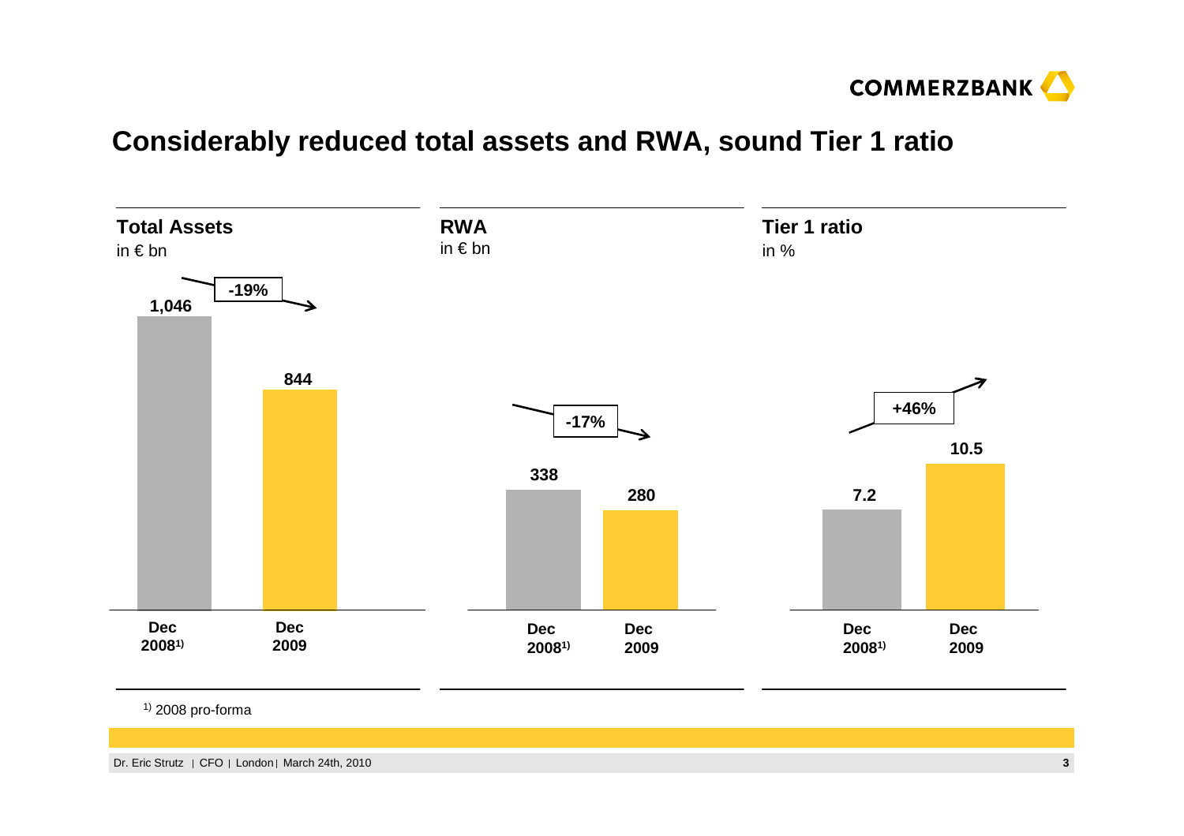# Considerably reduced total assets and RWA, sound Tier 1 ratio

## Total Assets
in € bn

| Dec 2008[1] | Dec 2009 |
|---|---|
| 1,046 | 844 |

-19%

## RWA
in € bn

| Dec 2008[1] | Dec 2009 |
|---|---|
| 338 | 280 |

-17%

## Tier 1 ratio
in %

| Dec 2008[1] | Dec 2009 |
|---|---|
| 7.2 | 10.5 |

+46%

[1] 2008 pro-forma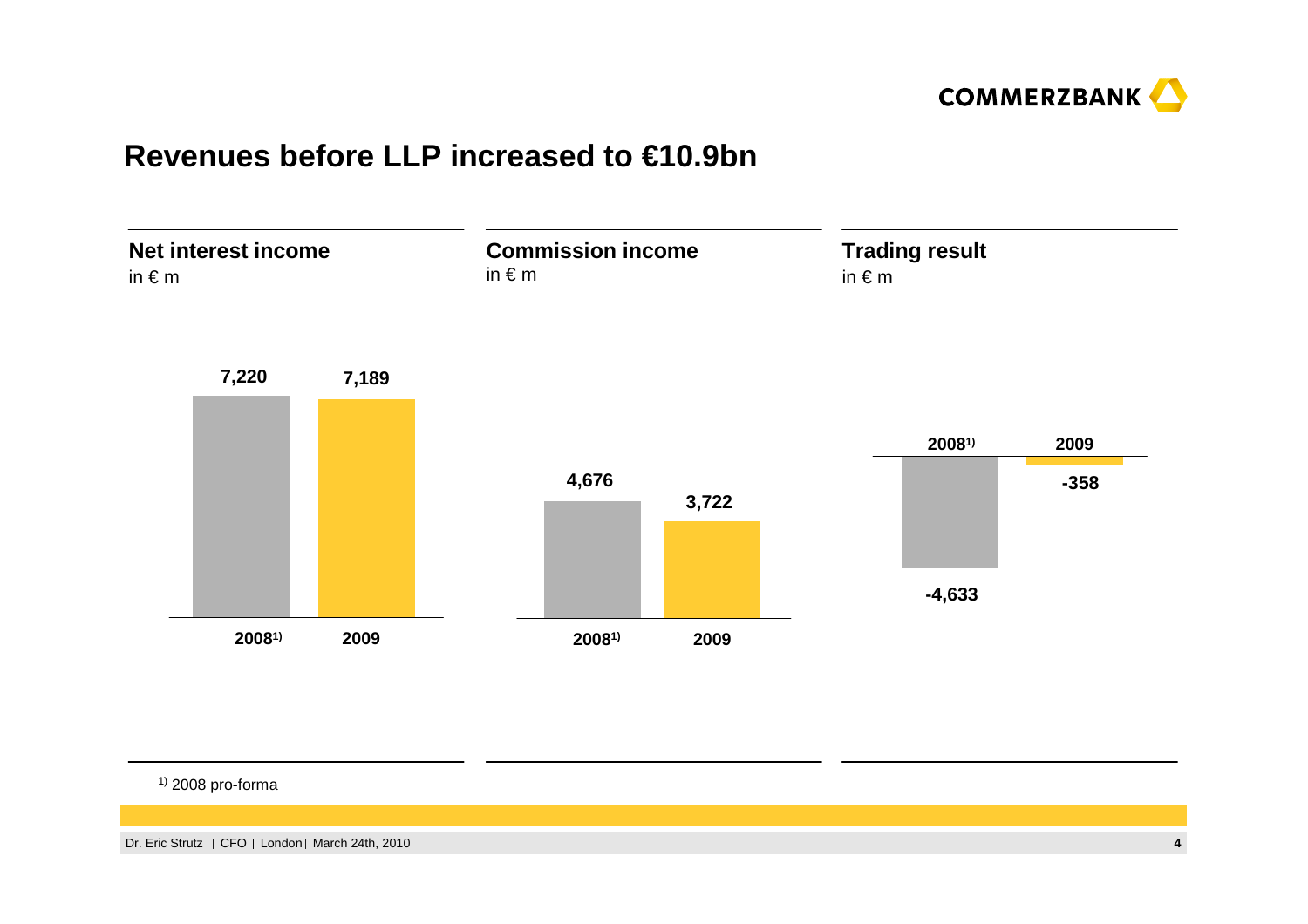# Revenues before LLP increased to €10.9bn

## Net interest income

in € m

| | 2008[1] | 2009 |
|---|---|---|
| Net interest income | 7,220 | 7,189 |

## Commission income

in € m

| | 2008[1] | 2009 |
|---|---|---|
| Commission income | 4,676 | 3,722 |

## Trading result

in € m

| | 2008[1] | 2009 |
|---|---|---|
| Trading result | -4,633 | -358 |

[1] 2008 pro-forma

Dr. Eric Strutz | CFO | London | March 24th, 2010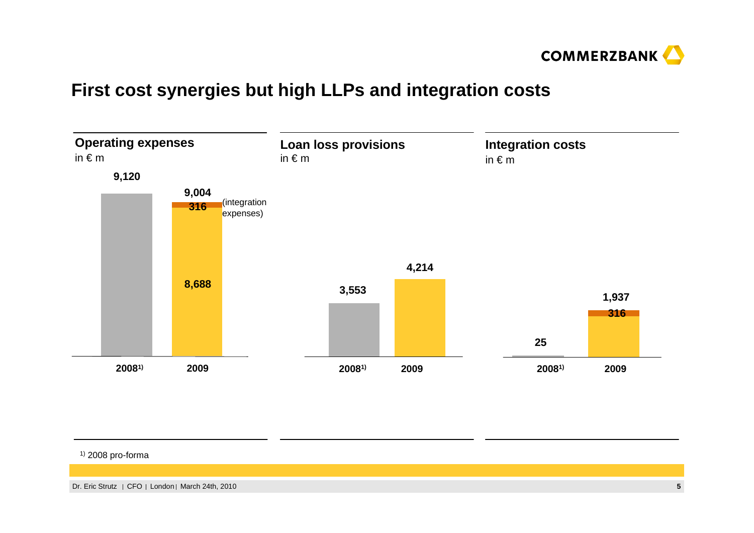# First cost synergies but high LLPs and integration costs

## Operating expenses

in € m

| | 2008[1] | 2009 |
|---|---|---|
| Total | 9,120 | 9,004 |
| Integration expenses | | 316 |
| Operating expenses excl. integration expenses | | 8,688 |

## Loan loss provisions

in € m

| 2008[1] | 2009 |
|---|---|
| 3,553 | 4,214 |

## Integration costs

in € m

| | 2008[1] | 2009 |
|---|---|---|
| Total | 25 | 1,937 |
| thereof | | 316 |

[1] 2008 pro-forma

Dr. Eric Strutz | CFO | London | March 24th, 2010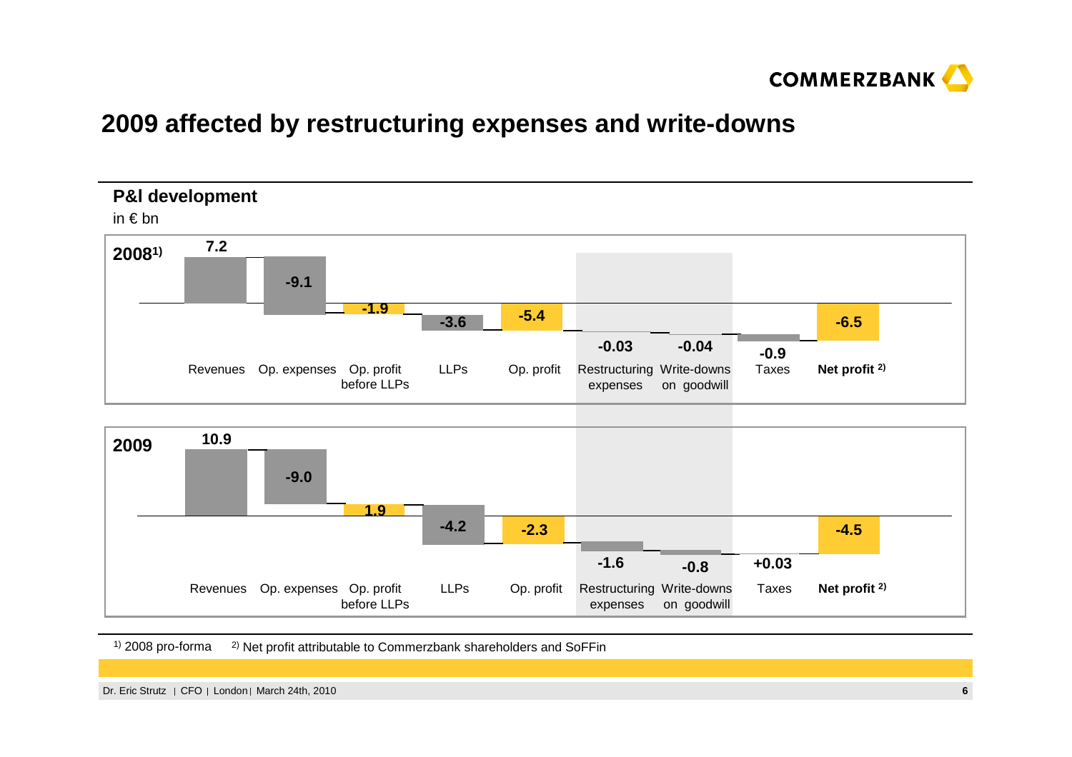# 2009 affected by restructuring expenses and write-downs

## P&l development

in € bn

| | Revenues | Op. expenses | Op. profit before LLPs | LLPs | Op. profit | Restructuring expenses | Write-downs on goodwill | Taxes | **Net profit** [2] |
|---|---|---|---|---|---|---|---|---|---|
| **2008** [1] | 7.2 | -9.1 | -1.9 | -3.6 | -5.4 | -0.03 | -0.04 | -0.9 | **-6.5** |
| **2009** | 10.9 | -9.0 | 1.9 | -4.2 | -2.3 | -1.6 | -0.8 | +0.03 | **-4.5** |

[1] 2008 pro-forma [2] Net profit attributable to Commerzbank shareholders and SoFFin

Dr. Eric Strutz | CFO | London | March 24th, 2010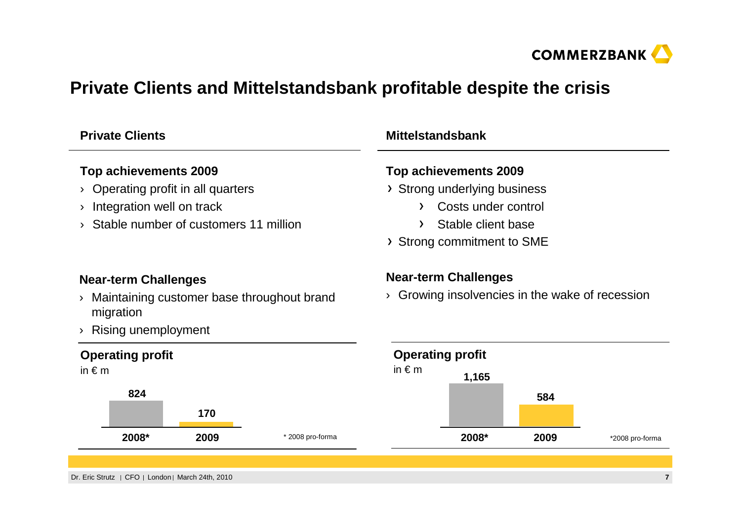# Private Clients and Mittelstandsbank profitable despite the crisis

## Private Clients

### Top achievements 2009

- Operating profit in all quarters
- Integration well on track
- Stable number of customers 11 million

### Near-term Challenges

- Maintaining customer base throughout brand migration
- Rising unemployment

### Operating profit

in € m

| 2008* | 2009 |
|---|---|
| 824 | 170 |

\* 2008 pro-forma

## Mittelstandsbank

### Top achievements 2009

- Strong underlying business
  - Costs under control
  - Stable client base
- Strong commitment to SME

### Near-term Challenges

- Growing insolvencies in the wake of recession

### Operating profit

in € m

| 2008* | 2009 |
|---|---|
| 1,165 | 584 |

*2008 pro-forma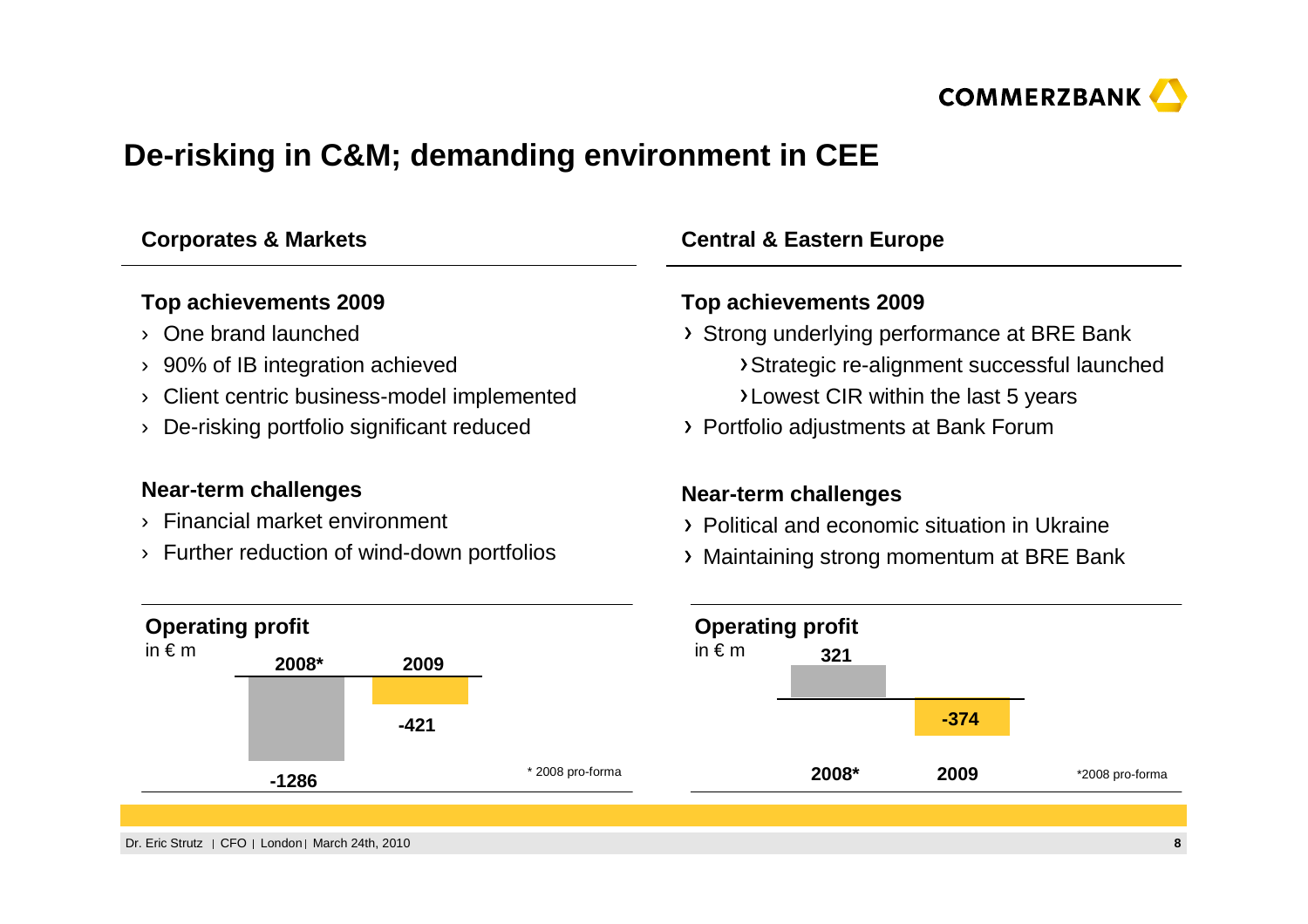# De-risking in C&M; demanding environment in CEE

## Corporates & Markets

### Top achievements 2009

- One brand launched
- 90% of IB integration achieved
- Client centric business-model implemented
- De-risking portfolio significant reduced

### Near-term challenges

- Financial market environment
- Further reduction of wind-down portfolios

### Operating profit

in € m

| 2008* | 2009 |
| --- | --- |
| -1286 | -421 |

\* 2008 pro-forma

## Central & Eastern Europe

### Top achievements 2009

- Strong underlying performance at BRE Bank
  - Strategic re-alignment successful launched
  - Lowest CIR within the last 5 years
- Portfolio adjustments at Bank Forum

### Near-term challenges

- Political and economic situation in Ukraine
- Maintaining strong momentum at BRE Bank

### Operating profit

in € m

| 2008* | 2009 |
| --- | --- |
| 321 | -374 |

\*2008 pro-forma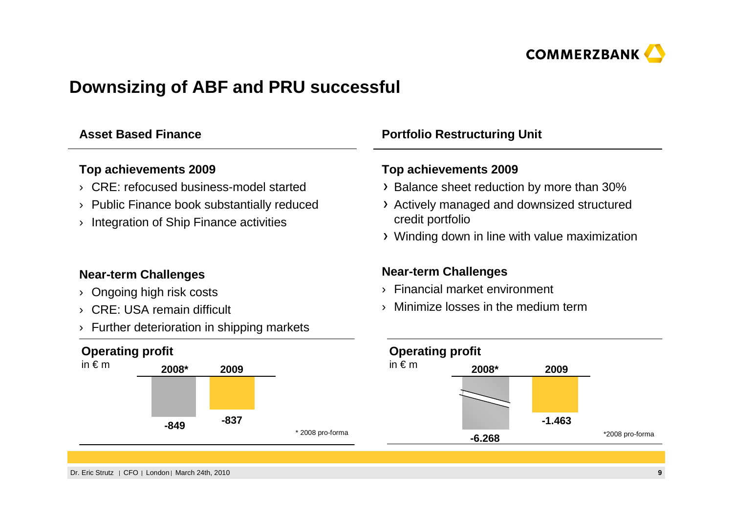# Downsizing of ABF and PRU successful

## Asset Based Finance

### Top achievements 2009

- CRE: refocused business-model started
- Public Finance book substantially reduced
- Integration of Ship Finance activities

### Near-term Challenges

- Ongoing high risk costs
- CRE: USA remain difficult
- Further deterioration in shipping markets

### Operating profit

in € m

| 2008* | 2009 |
|---|---|
| -849 | -837 |

* 2008 pro-forma

## Portfolio Restructuring Unit

### Top achievements 2009

- Balance sheet reduction by more than 30%
- Actively managed and downsized structured credit portfolio
- Winding down in line with value maximization

### Near-term Challenges

- Financial market environment
- Minimize losses in the medium term

### Operating profit

in € m

| 2008* | 2009 |
|---|---|
| -6.268 | -1.463 |

*2008 pro-forma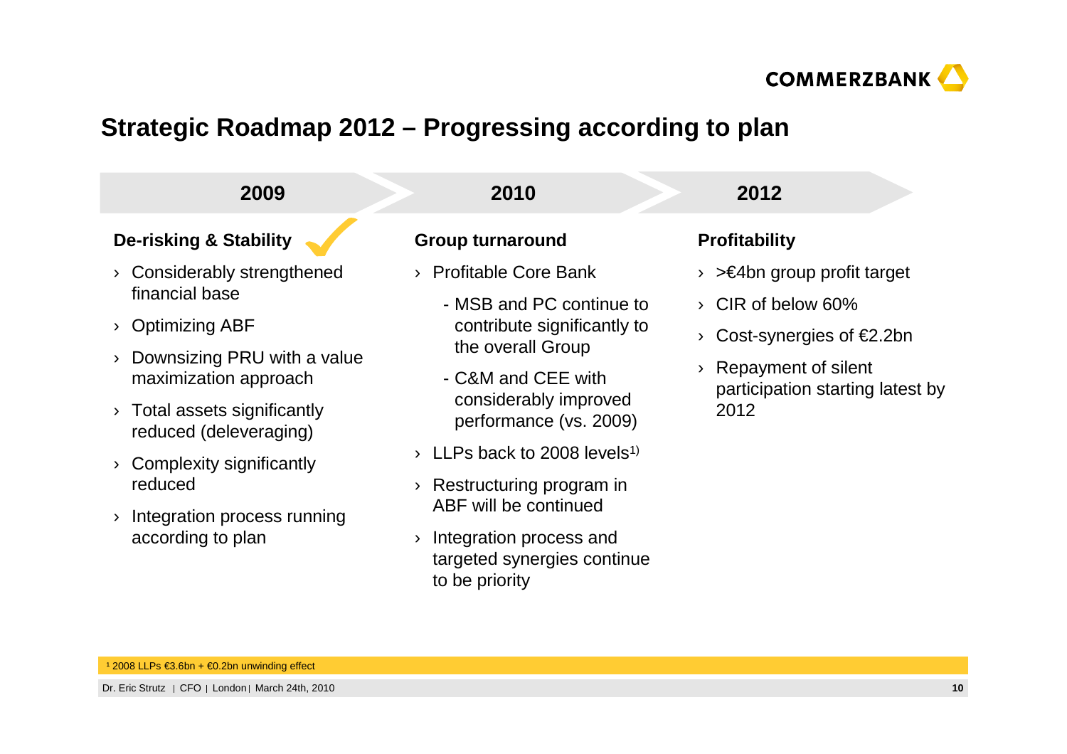# Strategic Roadmap 2012 – Progressing according to plan

## 2009

### De-risking & Stability ✓

- Considerably strengthened financial base
- Optimizing ABF
- Downsizing PRU with a value maximization approach
- Total assets significantly reduced (deleveraging)
- Complexity significantly reduced
- Integration process running according to plan

## 2010

### Group turnaround

- Profitable Core Bank
  - MSB and PC continue to contribute significantly to the overall Group
  - C&M and CEE with considerably improved performance (vs. 2009)
- LLPs back to 2008 levels[1)]
- Restructuring program in ABF will be continued
- Integration process and targeted synergies continue to be priority

## 2012

### Profitability

- >€4bn group profit target
- CIR of below 60%
- Cost-synergies of €2.2bn
- Repayment of silent participation starting latest by 2012

[1] 2008 LLPs €3.6bn + €0.2bn unwinding effect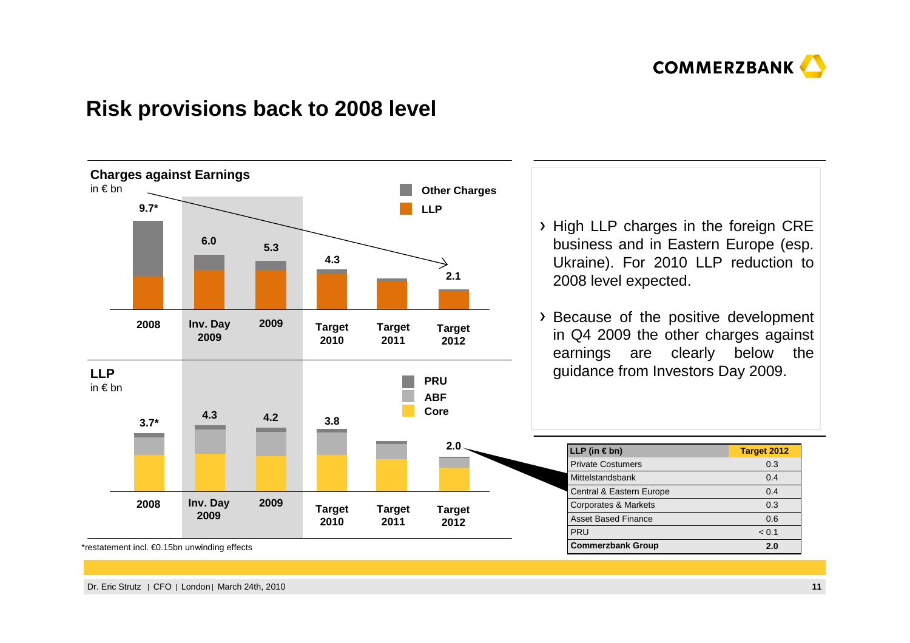# Risk provisions back to 2008 level

**Charges against Earnings**
in € bn

| | 2008 | Inv. Day 2009 | 2009 | Target 2010 | Target 2011 | Target 2012 |
|---|---|---|---|---|---|---|
| Total (Other Charges + LLP) | 9.7* | 6.0 | 5.3 | 4.3 | | 2.1 |

**LLP**
in € bn

| | 2008 | Inv. Day 2009 | 2009 | Target 2010 | Target 2011 | Target 2012 |
|---|---|---|---|---|---|---|
| Total (PRU + ABF + Core) | 3.7* | 4.3 | 4.2 | 3.8 | | 2.0 |

*restatement incl. €0.15bn unwinding effects

- High LLP charges in the foreign CRE business and in Eastern Europe (esp. Ukraine). For 2010 LLP reduction to 2008 level expected.
- Because of the positive development in Q4 2009 the other charges against earnings are clearly below the guidance from Investors Day 2009.

| LLP (in € bn) | Target 2012 |
|---|---|
| Private Costumers | 0.3 |
| Mittelstandsbank | 0.4 |
| Central & Eastern Europe | 0.4 |
| Corporates & Markets | 0.3 |
| Asset Based Finance | 0.6 |
| PRU | < 0.1 |
| **Commerzbank Group** | **2.0** |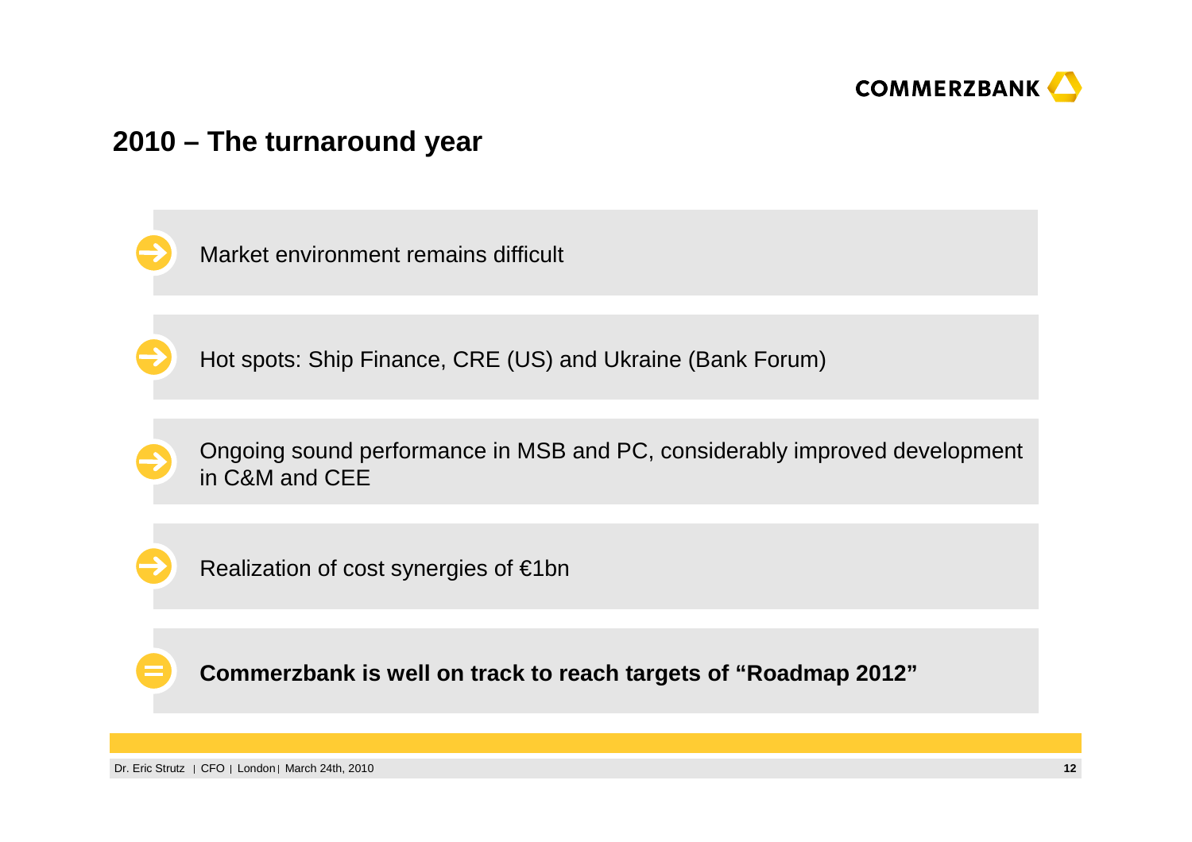## 2010 – The turnaround year

- Market environment remains difficult
- Hot spots: Ship Finance, CRE (US) and Ukraine (Bank Forum)
- Ongoing sound performance in MSB and PC, considerably improved development in C&M and CEE
- Realization of cost synergies of €1bn

= **Commerzbank is well on track to reach targets of "Roadmap 2012"**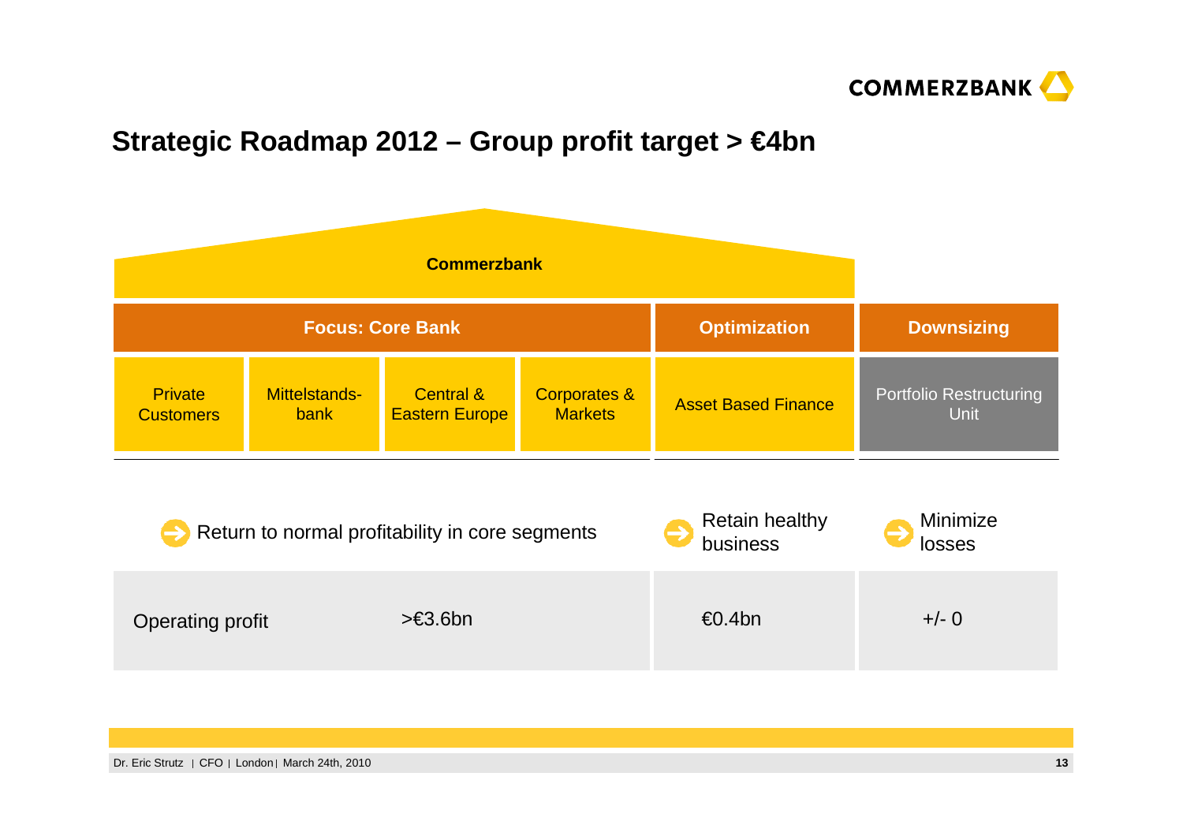# Strategic Roadmap 2012 – Group profit target > €4bn

**Commerzbank**

| **Focus: Core Bank** | | | | **Optimization** | **Downsizing** |
|---|---|---|---|---|---|
| Private Customers | Mittelstands-bank | Central & Eastern Europe | Corporates & Markets | Asset Based Finance | Portfolio Restructuring Unit |
| Return to normal profitability in core segments | | | | Retain healthy business | Minimize losses |
| Operating profit | | >€3.6bn | | €0.4bn | +/- 0 |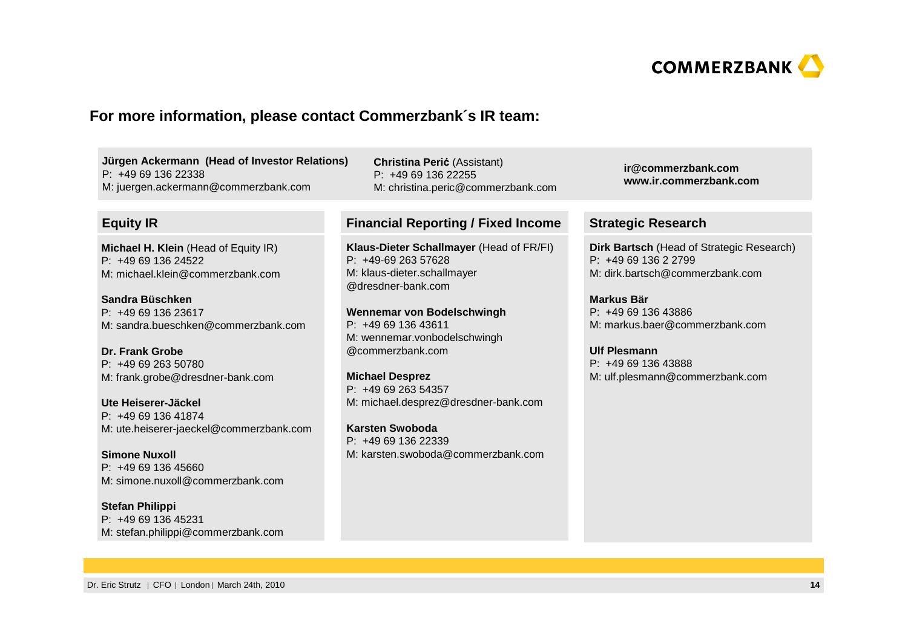## For more information, please contact Commerzbank´s IR team:

**Jürgen Ackermann (Head of Investor Relations)**
P: +49 69 136 22338
M: juergen.ackermann@commerzbank.com

**Christina Perić** (Assistant)
P: +49 69 136 22255
M: christina.peric@commerzbank.com

**ir@commerzbank.com**
**www.ir.commerzbank.com**

### Equity IR

**Michael H. Klein** (Head of Equity IR)
P: +49 69 136 24522
M: michael.klein@commerzbank.com

**Sandra Büschken**
P: +49 69 136 23617
M: sandra.bueschken@commerzbank.com

**Dr. Frank Grobe**
P: +49 69 263 50780
M: frank.grobe@dresdner-bank.com

**Ute Heiserer-Jäckel**
P: +49 69 136 41874
M: ute.heiserer-jaeckel@commerzbank.com

**Simone Nuxoll**
P: +49 69 136 45660
M: simone.nuxoll@commerzbank.com

**Stefan Philippi**
P: +49 69 136 45231
M: stefan.philippi@commerzbank.com

### Financial Reporting / Fixed Income

**Klaus-Dieter Schallmayer** (Head of FR/FI)
P: +49-69 263 57628
M: klaus-dieter.schallmayer@dresdner-bank.com

**Wennemar von Bodelschwingh**
P: +49 69 136 43611
M: wennemar.vonbodelschwingh@commerzbank.com

**Michael Desprez**
P: +49 69 263 54357
M: michael.desprez@dresdner-bank.com

**Karsten Swoboda**
P: +49 69 136 22339
M: karsten.swoboda@commerzbank.com

### Strategic Research

**Dirk Bartsch** (Head of Strategic Research)
P: +49 69 136 2 2799
M: dirk.bartsch@commerzbank.com

**Markus Bär**
P: +49 69 136 43886
M: markus.baer@commerzbank.com

**Ulf Plesmann**
P: +49 69 136 43888
M: ulf.plesmann@commerzbank.com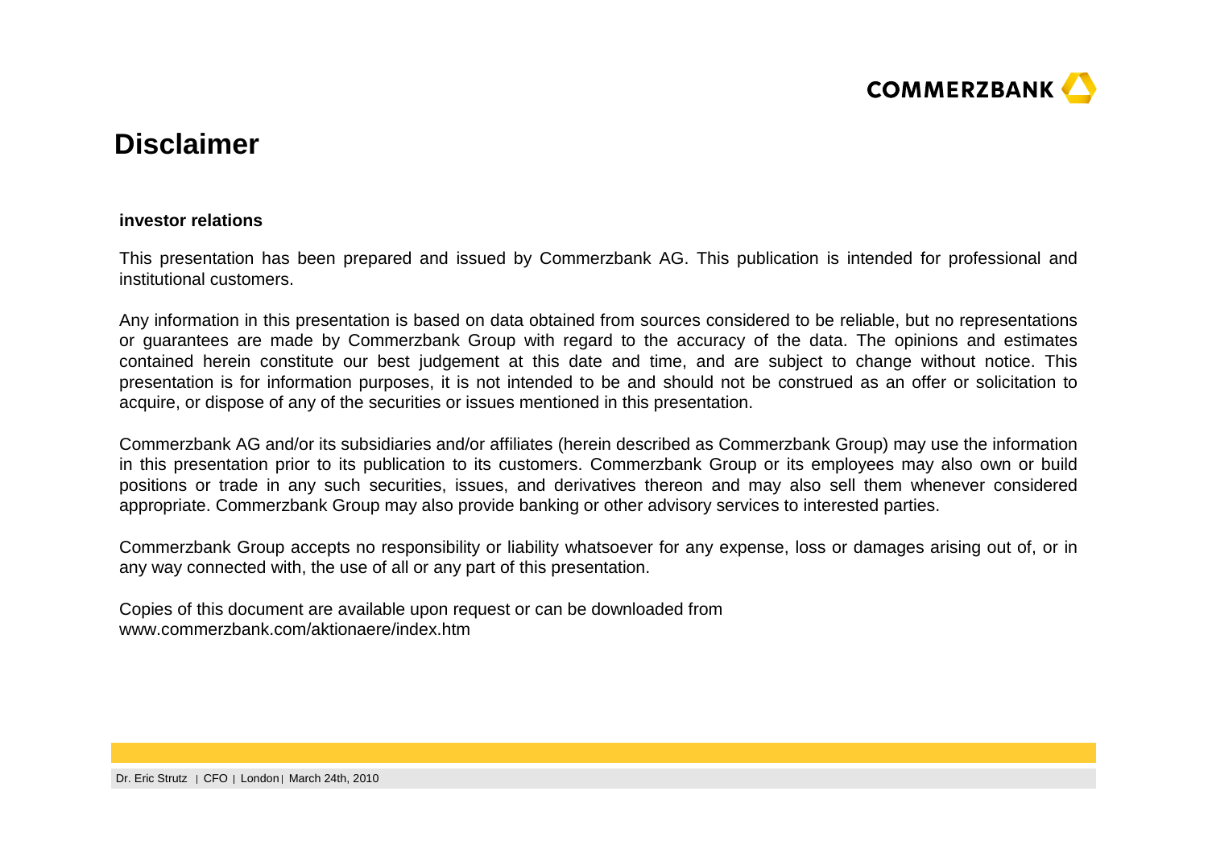# Disclaimer

**investor relations**

This presentation has been prepared and issued by Commerzbank AG. This publication is intended for professional and institutional customers.

Any information in this presentation is based on data obtained from sources considered to be reliable, but no representations or guarantees are made by Commerzbank Group with regard to the accuracy of the data. The opinions and estimates contained herein constitute our best judgement at this date and time, and are subject to change without notice. This presentation is for information purposes, it is not intended to be and should not be construed as an offer or solicitation to acquire, or dispose of any of the securities or issues mentioned in this presentation.

Commerzbank AG and/or its subsidiaries and/or affiliates (herein described as Commerzbank Group) may use the information in this presentation prior to its publication to its customers. Commerzbank Group or its employees may also own or build positions or trade in any such securities, issues, and derivatives thereon and may also sell them whenever considered appropriate. Commerzbank Group may also provide banking or other advisory services to interested parties.

Commerzbank Group accepts no responsibility or liability whatsoever for any expense, loss or damages arising out of, or in any way connected with, the use of all or any part of this presentation.

Copies of this document are available upon request or can be downloaded from
www.commerzbank.com/aktionaere/index.htm